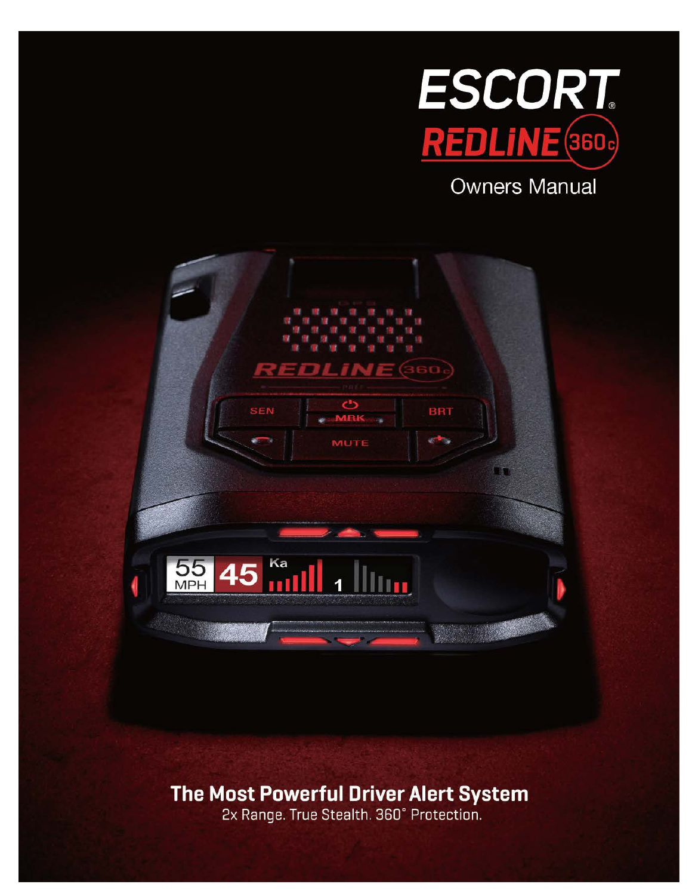# ESCORT® REDLiNE 360c

## Owners Manual

**The Most Powerful Driver Alert System**

2x Range. True Stealth. 360° Protection.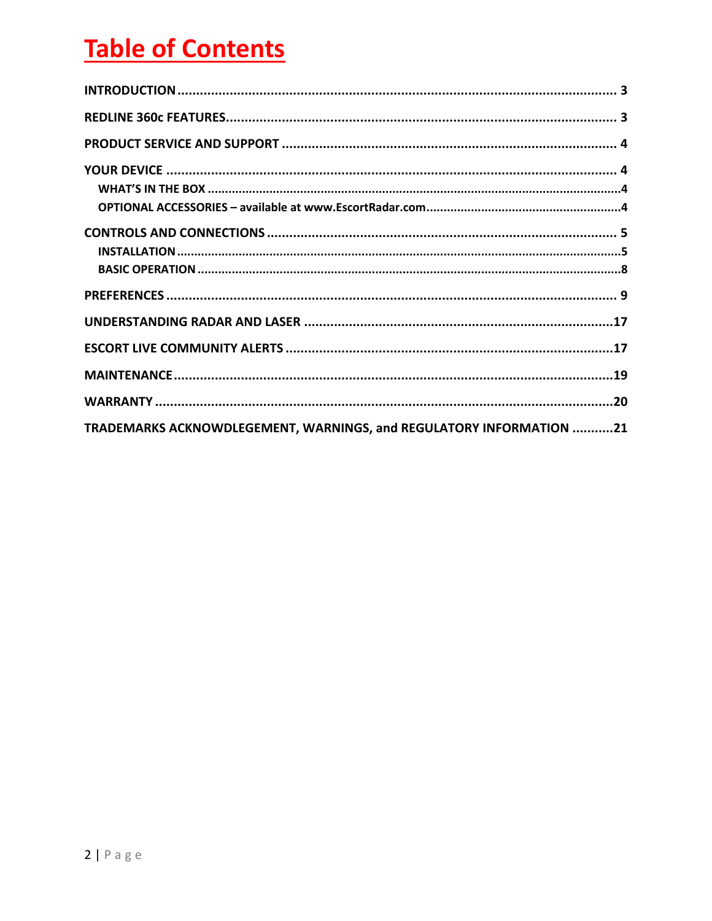# Table of Contents

**INTRODUCTION** ........................................................................................................ **3**

**REDLINE 360c FEATURES** ........................................................................................ **3**

**PRODUCT SERVICE AND SUPPORT** ........................................................................ **4**

**YOUR DEVICE** ............................................................................................................ **4**

- **WHAT'S IN THE BOX** ............................................................................................ **4**
- **OPTIONAL ACCESSORIES – available at www.EscortRadar.com** ........................ **4**

**CONTROLS AND CONNECTIONS** ............................................................................ **5**

- **INSTALLATION** ..................................................................................................... **5**
- **BASIC OPERATION** ............................................................................................... **8**

**PREFERENCES** .......................................................................................................... **9**

**UNDERSTANDING RADAR AND LASER** ................................................................. **17**

**ESCORT LIVE COMMUNITY ALERTS** ...................................................................... **17**

**MAINTENANCE** ........................................................................................................ **19**

**WARRANTY** ............................................................................................................... **20**

**TRADEMARKS ACKNOWDLEGEMENT, WARNINGS, and REGULATORY INFORMATION** ........... **21**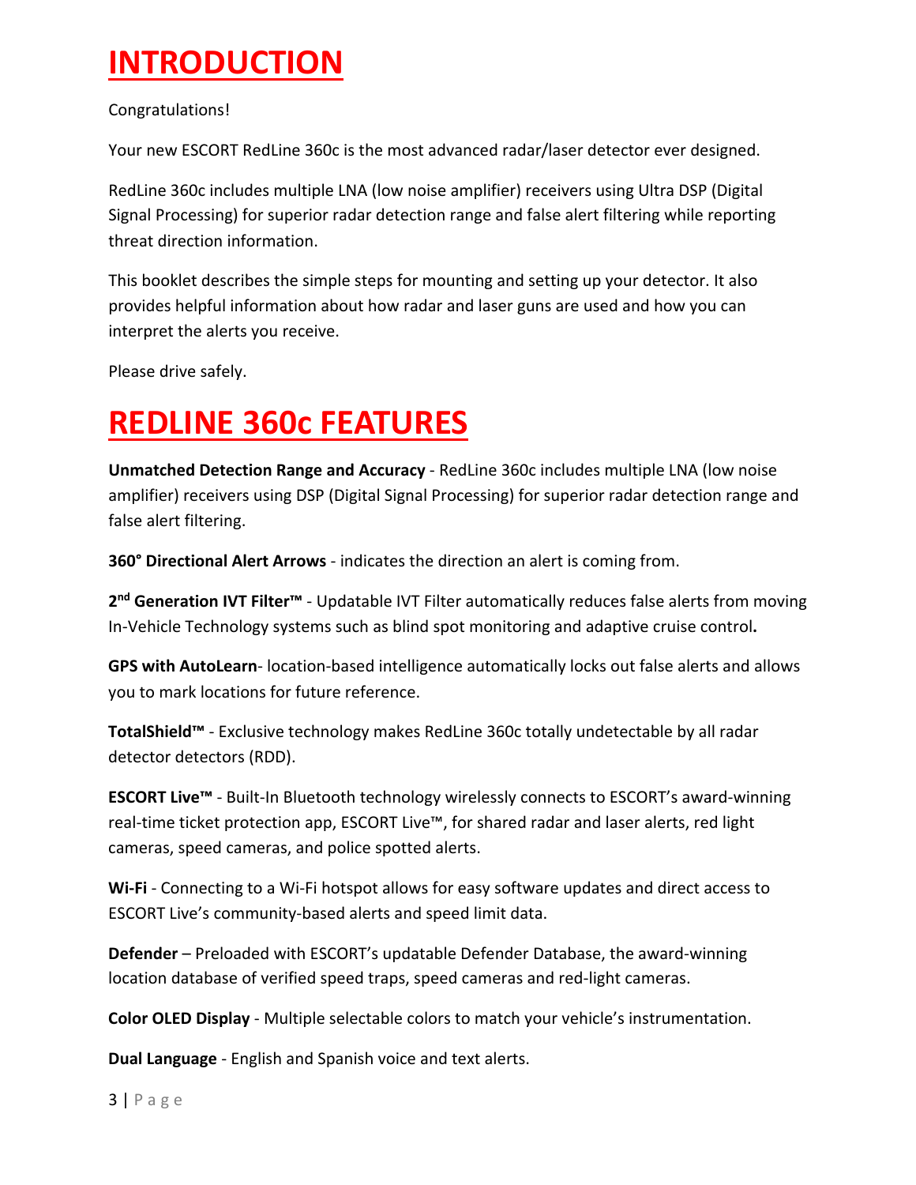# INTRODUCTION

Congratulations!

Your new ESCORT RedLine 360c is the most advanced radar/laser detector ever designed.

RedLine 360c includes multiple LNA (low noise amplifier) receivers using Ultra DSP (Digital Signal Processing) for superior radar detection range and false alert filtering while reporting threat direction information.

This booklet describes the simple steps for mounting and setting up your detector. It also provides helpful information about how radar and laser guns are used and how you can interpret the alerts you receive.

Please drive safely.

# REDLINE 360c FEATURES

**Unmatched Detection Range and Accuracy** - RedLine 360c includes multiple LNA (low noise amplifier) receivers using DSP (Digital Signal Processing) for superior radar detection range and false alert filtering.

**360˚ Directional Alert Arrows** - indicates the direction an alert is coming from.

**2nd Generation IVT Filter™** - Updatable IVT Filter automatically reduces false alerts from moving In-Vehicle Technology systems such as blind spot monitoring and adaptive cruise control**.**

**GPS with AutoLearn**- location-based intelligence automatically locks out false alerts and allows you to mark locations for future reference.

**TotalShield™** - Exclusive technology makes RedLine 360c totally undetectable by all radar detector detectors (RDD).

**ESCORT Live™** - Built-In Bluetooth technology wirelessly connects to ESCORT's award-winning real-time ticket protection app, ESCORT Live™, for shared radar and laser alerts, red light cameras, speed cameras, and police spotted alerts.

**Wi-Fi** - Connecting to a Wi-Fi hotspot allows for easy software updates and direct access to ESCORT Live's community-based alerts and speed limit data.

**Defender** – Preloaded with ESCORT's updatable Defender Database, the award-winning location database of verified speed traps, speed cameras and red-light cameras.

**Color OLED Display** - Multiple selectable colors to match your vehicle's instrumentation.

**Dual Language** - English and Spanish voice and text alerts.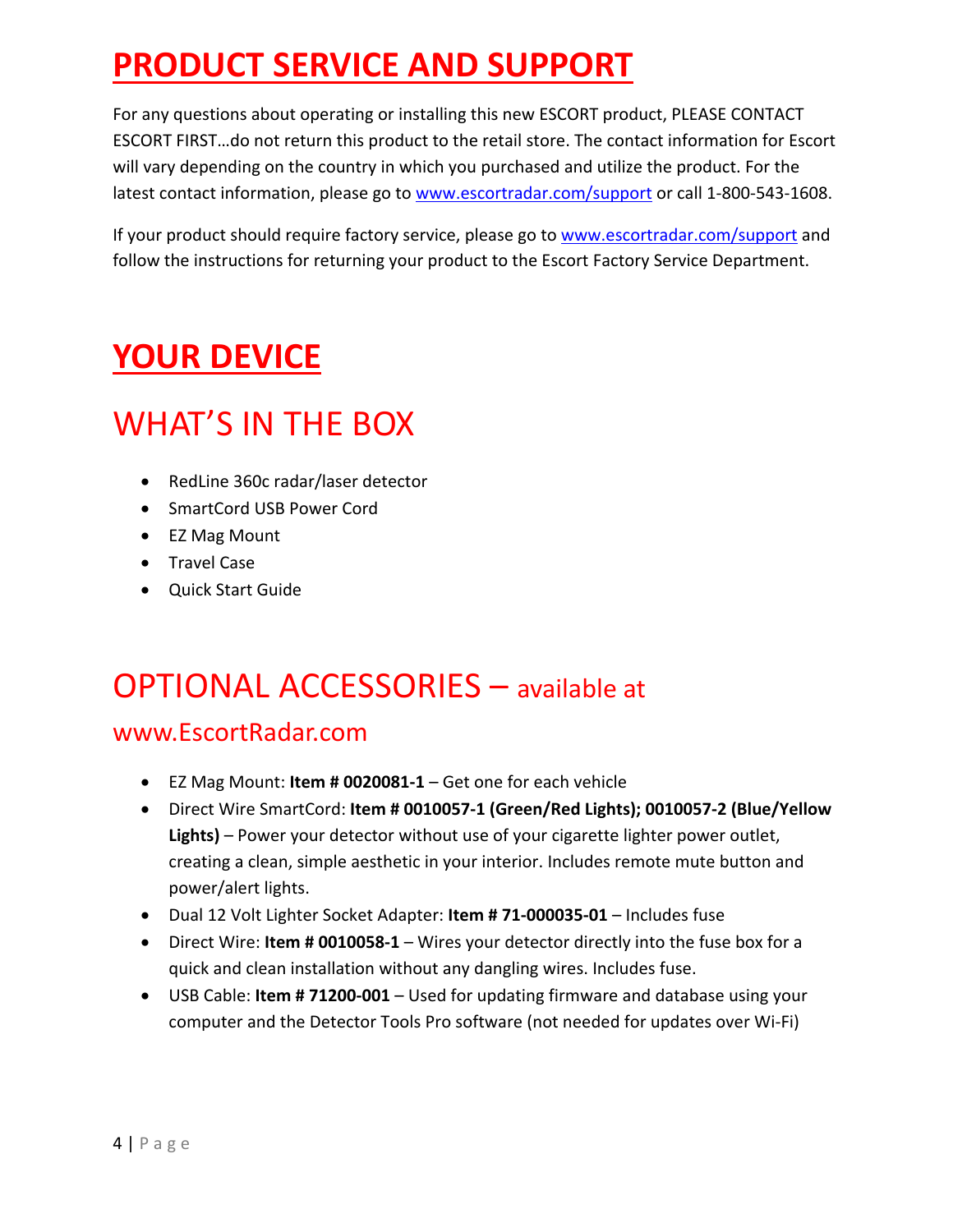# PRODUCT SERVICE AND SUPPORT

For any questions about operating or installing this new ESCORT product, PLEASE CONTACT ESCORT FIRST…do not return this product to the retail store. The contact information for Escort will vary depending on the country in which you purchased and utilize the product. For the latest contact information, please go to www.escortradar.com/support or call 1-800-543-1608.

If your product should require factory service, please go to www.escortradar.com/support and follow the instructions for returning your product to the Escort Factory Service Department.

# YOUR DEVICE

## WHAT'S IN THE BOX

- RedLine 360c radar/laser detector
- SmartCord USB Power Cord
- EZ Mag Mount
- Travel Case
- Quick Start Guide

## OPTIONAL ACCESSORIES – available at www.EscortRadar.com

- EZ Mag Mount: **Item # 0020081-1** – Get one for each vehicle
- Direct Wire SmartCord: **Item # 0010057-1 (Green/Red Lights); 0010057-2 (Blue/Yellow Lights)** – Power your detector without use of your cigarette lighter power outlet, creating a clean, simple aesthetic in your interior. Includes remote mute button and power/alert lights.
- Dual 12 Volt Lighter Socket Adapter: **Item # 71-000035-01** – Includes fuse
- Direct Wire: **Item # 0010058-1** – Wires your detector directly into the fuse box for a quick and clean installation without any dangling wires. Includes fuse.
- USB Cable: **Item # 71200-001** – Used for updating firmware and database using your computer and the Detector Tools Pro software (not needed for updates over Wi-Fi)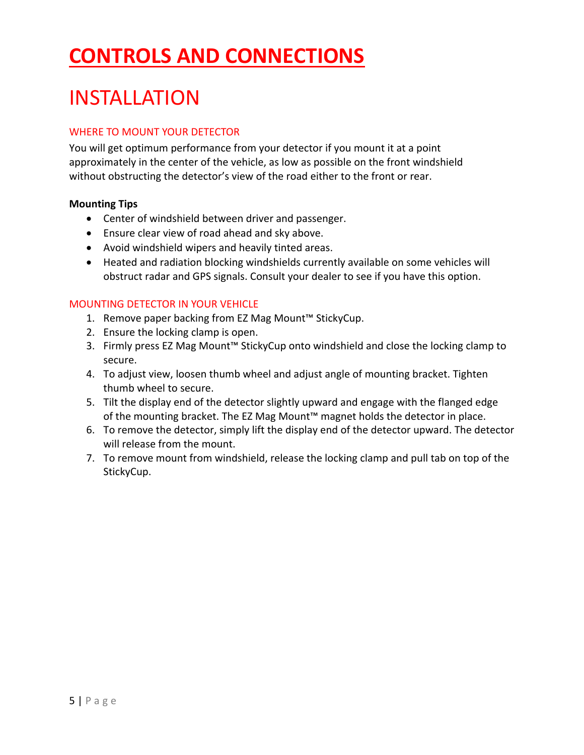# CONTROLS AND CONNECTIONS

## INSTALLATION

### WHERE TO MOUNT YOUR DETECTOR

You will get optimum performance from your detector if you mount it at a point approximately in the center of the vehicle, as low as possible on the front windshield without obstructing the detector's view of the road either to the front or rear.

**Mounting Tips**

- Center of windshield between driver and passenger.
- Ensure clear view of road ahead and sky above.
- Avoid windshield wipers and heavily tinted areas.
- Heated and radiation blocking windshields currently available on some vehicles will obstruct radar and GPS signals. Consult your dealer to see if you have this option.

### MOUNTING DETECTOR IN YOUR VEHICLE

1. Remove paper backing from EZ Mag Mount™ StickyCup.
2. Ensure the locking clamp is open.
3. Firmly press EZ Mag Mount™ StickyCup onto windshield and close the locking clamp to secure.
4. To adjust view, loosen thumb wheel and adjust angle of mounting bracket. Tighten thumb wheel to secure.
5. Tilt the display end of the detector slightly upward and engage with the flanged edge of the mounting bracket. The EZ Mag Mount™ magnet holds the detector in place.
6. To remove the detector, simply lift the display end of the detector upward. The detector will release from the mount.
7. To remove mount from windshield, release the locking clamp and pull tab on top of the StickyCup.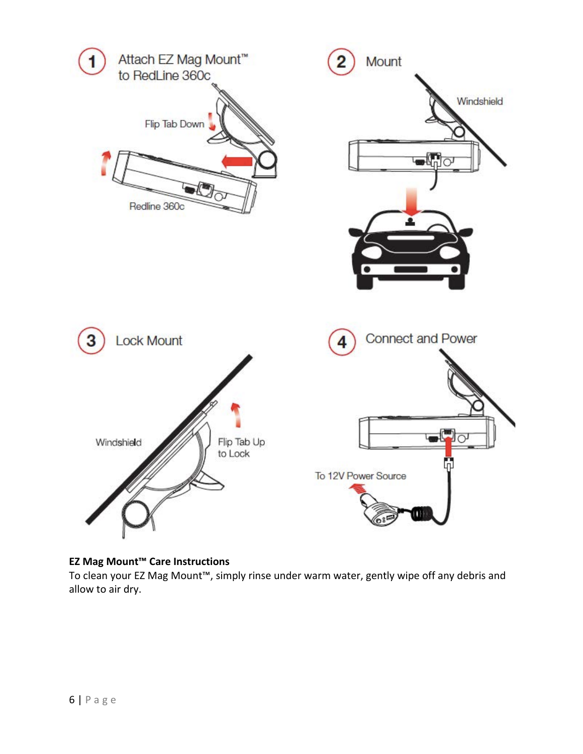1 Attach EZ Mag Mount™ to RedLine 360c

Flip Tab Down

Redline 360c

2 Mount

Windshield

3 Lock Mount

Windshield

Flip Tab Up to Lock

4 Connect and Power

To 12V Power Source

**EZ Mag Mount™ Care Instructions**

To clean your EZ Mag Mount™, simply rinse under warm water, gently wipe off any debris and allow to air dry.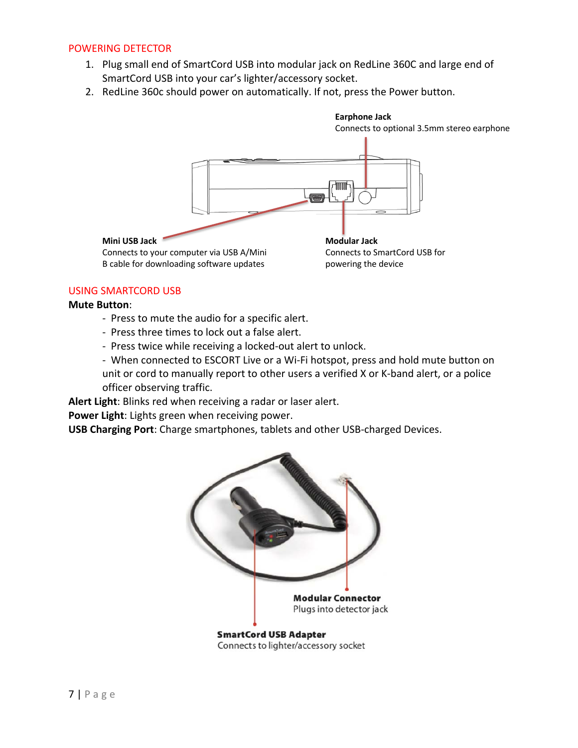## POWERING DETECTOR

1. Plug small end of SmartCord USB into modular jack on RedLine 360C and large end of SmartCord USB into your car's lighter/accessory socket.
2. RedLine 360c should power on automatically. If not, press the Power button.

**Earphone Jack**
Connects to optional 3.5mm stereo earphone

**Mini USB Jack**
Connects to your computer via USB A/Mini B cable for downloading software updates

**Modular Jack**
Connects to SmartCord USB for powering the device

## USING SMARTCORD USB

**Mute Button**:

- Press to mute the audio for a specific alert.
- Press three times to lock out a false alert.
- Press twice while receiving a locked-out alert to unlock.
- When connected to ESCORT Live or a Wi-Fi hotspot, press and hold mute button on unit or cord to manually report to other users a verified X or K-band alert, or a police officer observing traffic.

**Alert Light**: Blinks red when receiving a radar or laser alert.
**Power Light**: Lights green when receiving power.
**USB Charging Port**: Charge smartphones, tablets and other USB-charged Devices.

**Modular Connector**
Plugs into detector jack

**SmartCord USB Adapter**
Connects to lighter/accessory socket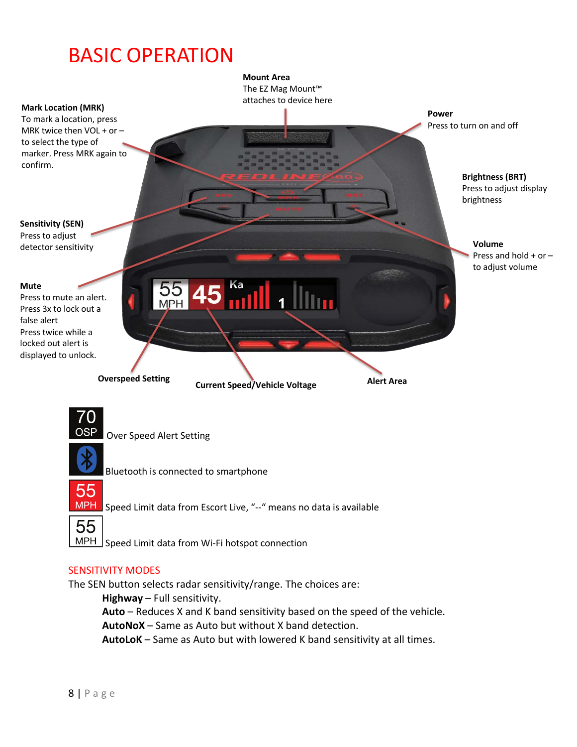# BASIC OPERATION

**Mount Area**
The EZ Mag Mount™ attaches to device here

**Mark Location (MRK)**
To mark a location, press MRK twice then VOL + or – to select the type of marker. Press MRK again to confirm.

**Power**
Press to turn on and off

**Brightness (BRT)**
Press to adjust display brightness

**Sensitivity (SEN)**
Press to adjust detector sensitivity

**Volume**
Press and hold + or – to adjust volume

**Mute**
Press to mute an alert.
Press 3x to lock out a false alert
Press twice while a locked out alert is displayed to unlock.

**Overspeed Setting**

**Current Speed/Vehicle Voltage**

**Alert Area**

70 OSP — Over Speed Alert Setting

Bluetooth is connected to smartphone

55 MPH — Speed Limit data from Escort Live, "--" means no data is available

55 MPH — Speed Limit data from Wi-Fi hotspot connection

## SENSITIVITY MODES

The SEN button selects radar sensitivity/range. The choices are:

- **Highway** – Full sensitivity.
- **Auto** – Reduces X and K band sensitivity based on the speed of the vehicle.
- **AutoNoX** – Same as Auto but without X band detection.
- **AutoLoK** – Same as Auto but with lowered K band sensitivity at all times.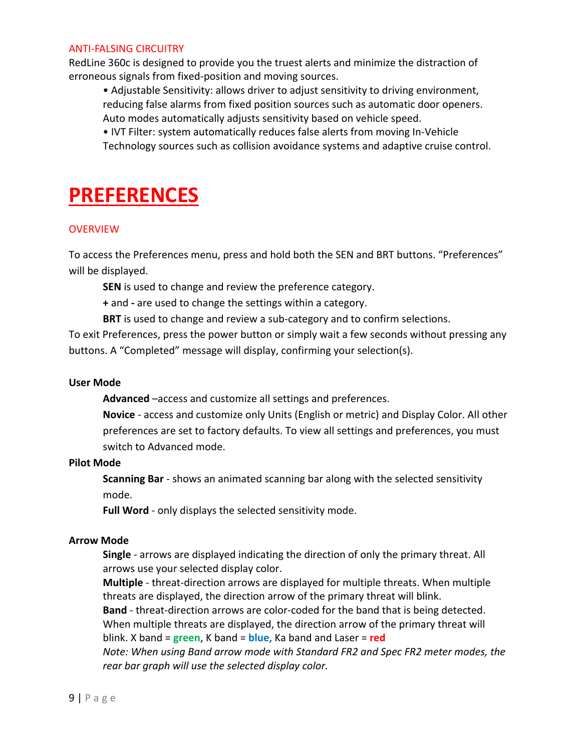### ANTI-FALSING CIRCUITRY

RedLine 360c is designed to provide you the truest alerts and minimize the distraction of erroneous signals from fixed-position and moving sources.

- Adjustable Sensitivity: allows driver to adjust sensitivity to driving environment, reducing false alarms from fixed position sources such as automatic door openers. Auto modes automatically adjusts sensitivity based on vehicle speed.
- IVT Filter: system automatically reduces false alerts from moving In-Vehicle Technology sources such as collision avoidance systems and adaptive cruise control.

# PREFERENCES

### OVERVIEW

To access the Preferences menu, press and hold both the SEN and BRT buttons. "Preferences" will be displayed.

**SEN** is used to change and review the preference category.

**+** and **-** are used to change the settings within a category.

**BRT** is used to change and review a sub-category and to confirm selections.

To exit Preferences, press the power button or simply wait a few seconds without pressing any buttons. A "Completed" message will display, confirming your selection(s).

**User Mode**

**Advanced** –access and customize all settings and preferences.

**Novice** - access and customize only Units (English or metric) and Display Color. All other preferences are set to factory defaults. To view all settings and preferences, you must switch to Advanced mode.

**Pilot Mode**

**Scanning Bar** - shows an animated scanning bar along with the selected sensitivity mode.

**Full Word** - only displays the selected sensitivity mode.

**Arrow Mode**

**Single** - arrows are displayed indicating the direction of only the primary threat. All arrows use your selected display color.

**Multiple** - threat-direction arrows are displayed for multiple threats. When multiple threats are displayed, the direction arrow of the primary threat will blink.

**Band** - threat-direction arrows are color-coded for the band that is being detected. When multiple threats are displayed, the direction arrow of the primary threat will blink. X band = **green**, K band = **blue**, Ka band and Laser = **red**

*Note: When using Band arrow mode with Standard FR2 and Spec FR2 meter modes, the rear bar graph will use the selected display color.*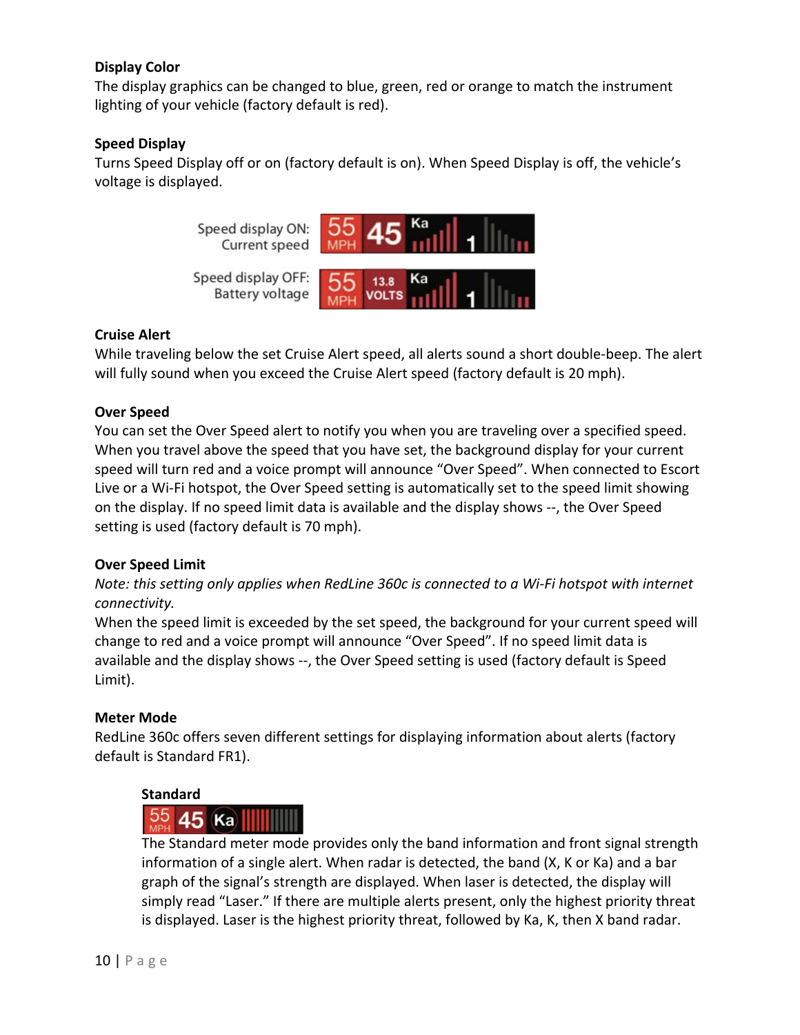**Display Color**

The display graphics can be changed to blue, green, red or orange to match the instrument lighting of your vehicle (factory default is red).

**Speed Display**

Turns Speed Display off or on (factory default is on). When Speed Display is off, the vehicle's voltage is displayed.

Speed display ON: Current speed

Speed display OFF: Battery voltage

**Cruise Alert**

While traveling below the set Cruise Alert speed, all alerts sound a short double-beep. The alert will fully sound when you exceed the Cruise Alert speed (factory default is 20 mph).

**Over Speed**

You can set the Over Speed alert to notify you when you are traveling over a specified speed. When you travel above the speed that you have set, the background display for your current speed will turn red and a voice prompt will announce "Over Speed". When connected to Escort Live or a Wi-Fi hotspot, the Over Speed setting is automatically set to the speed limit showing on the display. If no speed limit data is available and the display shows --, the Over Speed setting is used (factory default is 70 mph).

**Over Speed Limit**

*Note: this setting only applies when RedLine 360c is connected to a Wi-Fi hotspot with internet connectivity.*

When the speed limit is exceeded by the set speed, the background for your current speed will change to red and a voice prompt will announce "Over Speed". If no speed limit data is available and the display shows --, the Over Speed setting is used (factory default is Speed Limit).

**Meter Mode**

RedLine 360c offers seven different settings for displaying information about alerts (factory default is Standard FR1).

**Standard**

The Standard meter mode provides only the band information and front signal strength information of a single alert. When radar is detected, the band (X, K or Ka) and a bar graph of the signal's strength are displayed. When laser is detected, the display will simply read "Laser." If there are multiple alerts present, only the highest priority threat is displayed. Laser is the highest priority threat, followed by Ka, K, then X band radar.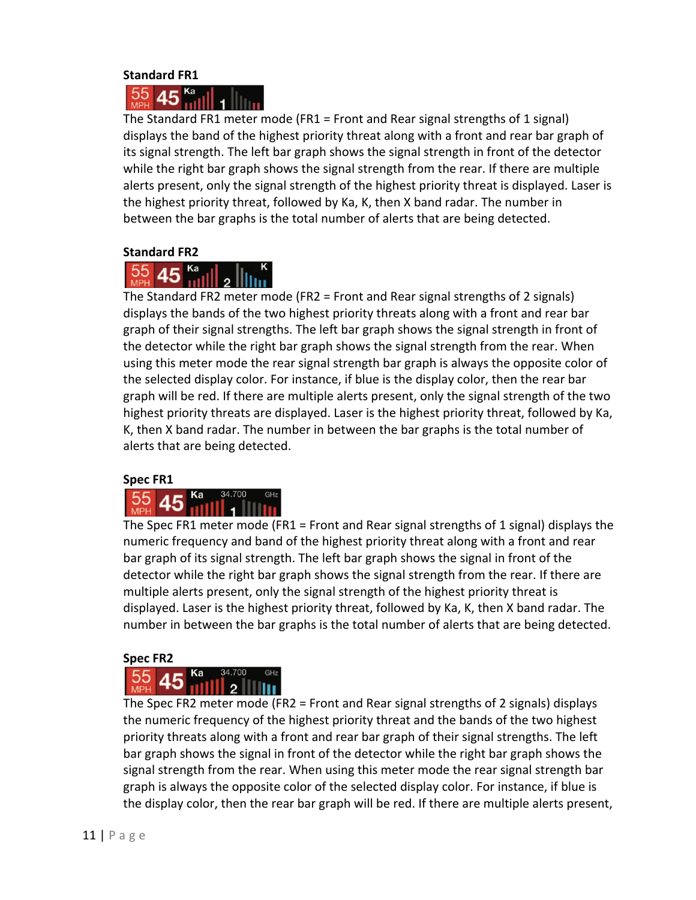**Standard FR1**

The Standard FR1 meter mode (FR1 = Front and Rear signal strengths of 1 signal) displays the band of the highest priority threat along with a front and rear bar graph of its signal strength. The left bar graph shows the signal strength in front of the detector while the right bar graph shows the signal strength from the rear. If there are multiple alerts present, only the signal strength of the highest priority threat is displayed. Laser is the highest priority threat, followed by Ka, K, then X band radar. The number in between the bar graphs is the total number of alerts that are being detected.

**Standard FR2**

The Standard FR2 meter mode (FR2 = Front and Rear signal strengths of 2 signals) displays the bands of the two highest priority threats along with a front and rear bar graph of their signal strengths. The left bar graph shows the signal strength in front of the detector while the right bar graph shows the signal strength from the rear. When using this meter mode the rear signal strength bar graph is always the opposite color of the selected display color. For instance, if blue is the display color, then the rear bar graph will be red. If there are multiple alerts present, only the signal strength of the two highest priority threats are displayed. Laser is the highest priority threat, followed by Ka, K, then X band radar. The number in between the bar graphs is the total number of alerts that are being detected.

**Spec FR1**

The Spec FR1 meter mode (FR1 = Front and Rear signal strengths of 1 signal) displays the numeric frequency and band of the highest priority threat along with a front and rear bar graph of its signal strength. The left bar graph shows the signal in front of the detector while the right bar graph shows the signal strength from the rear. If there are multiple alerts present, only the signal strength of the highest priority threat is displayed. Laser is the highest priority threat, followed by Ka, K, then X band radar. The number in between the bar graphs is the total number of alerts that are being detected.

**Spec FR2**

The Spec FR2 meter mode (FR2 = Front and Rear signal strengths of 2 signals) displays the numeric frequency of the highest priority threat and the bands of the two highest priority threats along with a front and rear bar graph of their signal strengths. The left bar graph shows the signal in front of the detector while the right bar graph shows the signal strength from the rear. When using this meter mode the rear signal strength bar graph is always the opposite color of the selected display color. For instance, if blue is the display color, then the rear bar graph will be red. If there are multiple alerts present,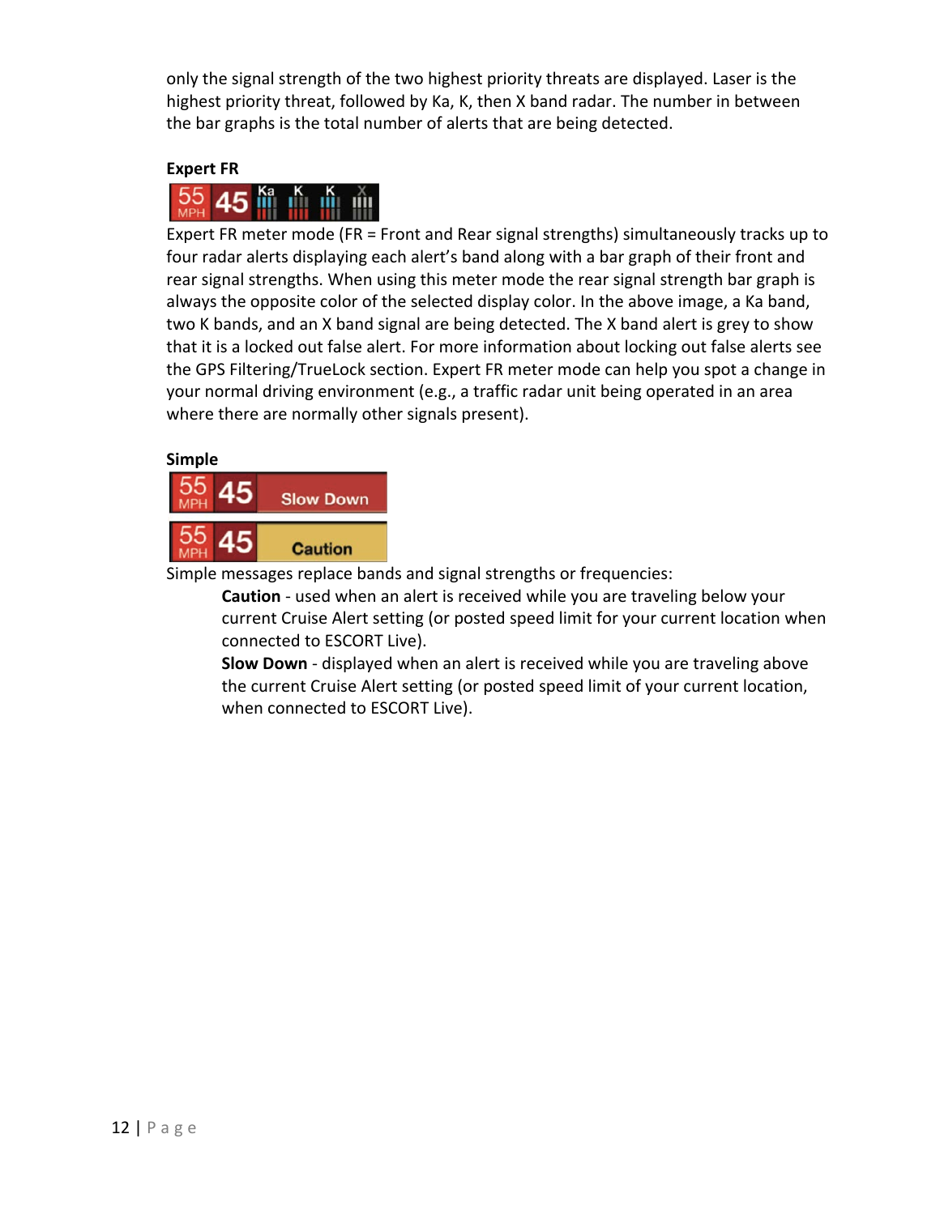only the signal strength of the two highest priority threats are displayed. Laser is the highest priority threat, followed by Ka, K, then X band radar. The number in between the bar graphs is the total number of alerts that are being detected.

**Expert FR**

Expert FR meter mode (FR = Front and Rear signal strengths) simultaneously tracks up to four radar alerts displaying each alert's band along with a bar graph of their front and rear signal strengths. When using this meter mode the rear signal strength bar graph is always the opposite color of the selected display color. In the above image, a Ka band, two K bands, and an X band signal are being detected. The X band alert is grey to show that it is a locked out false alert. For more information about locking out false alerts see the GPS Filtering/TrueLock section. Expert FR meter mode can help you spot a change in your normal driving environment (e.g., a traffic radar unit being operated in an area where there are normally other signals present).

**Simple**

Simple messages replace bands and signal strengths or frequencies:

> **Caution** - used when an alert is received while you are traveling below your current Cruise Alert setting (or posted speed limit for your current location when connected to ESCORT Live).
>
> **Slow Down** - displayed when an alert is received while you are traveling above the current Cruise Alert setting (or posted speed limit of your current location, when connected to ESCORT Live).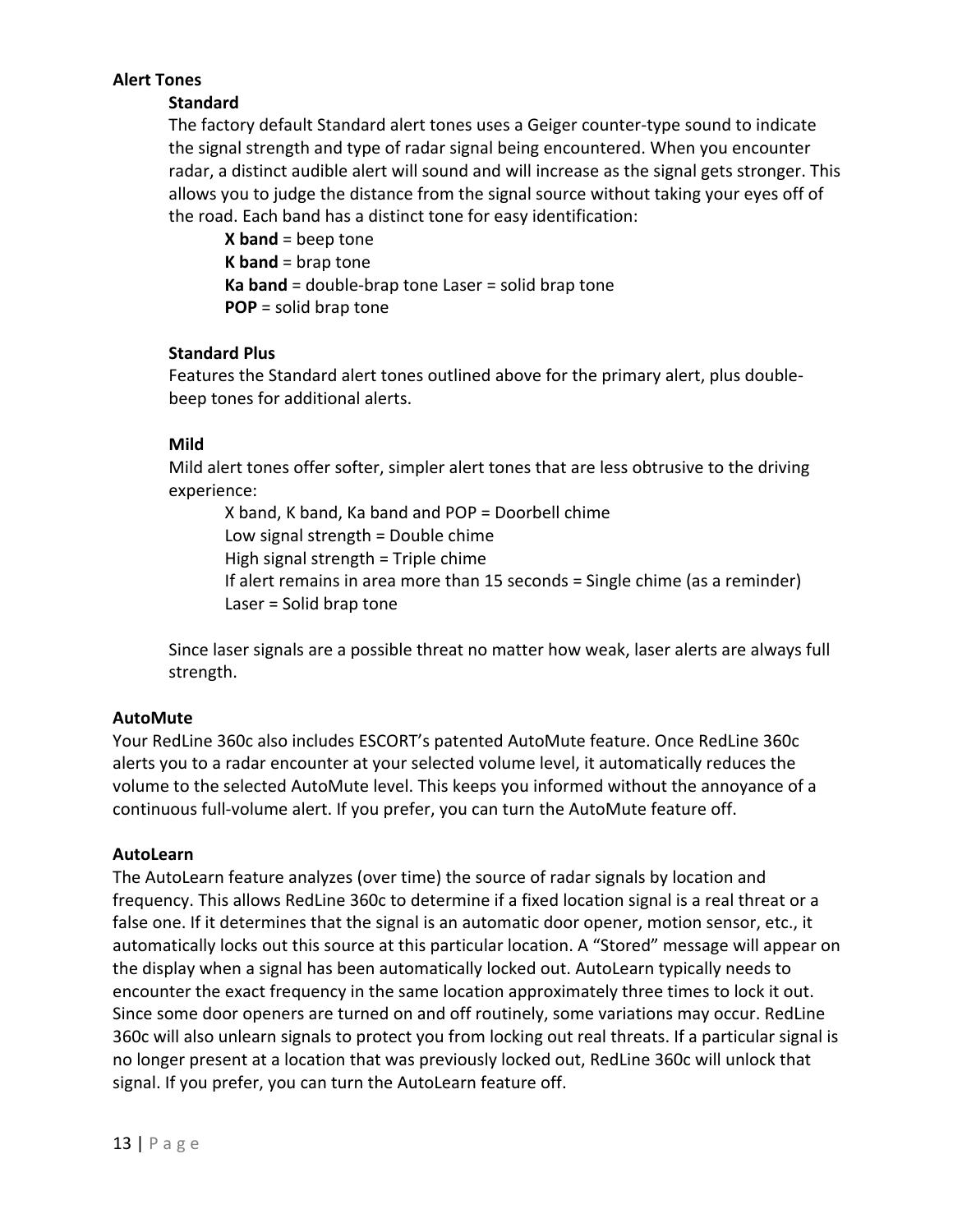## Alert Tones

### Standard

The factory default Standard alert tones uses a Geiger counter-type sound to indicate the signal strength and type of radar signal being encountered. When you encounter radar, a distinct audible alert will sound and will increase as the signal gets stronger. This allows you to judge the distance from the signal source without taking your eyes off of the road. Each band has a distinct tone for easy identification:

- **X band** = beep tone
- **K band** = brap tone
- **Ka band** = double-brap tone Laser = solid brap tone
- **POP** = solid brap tone

### Standard Plus

Features the Standard alert tones outlined above for the primary alert, plus double-beep tones for additional alerts.

### Mild

Mild alert tones offer softer, simpler alert tones that are less obtrusive to the driving experience:

- X band, K band, Ka band and POP = Doorbell chime
- Low signal strength = Double chime
- High signal strength = Triple chime
- If alert remains in area more than 15 seconds = Single chime (as a reminder)
- Laser = Solid brap tone

Since laser signals are a possible threat no matter how weak, laser alerts are always full strength.

## AutoMute

Your RedLine 360c also includes ESCORT's patented AutoMute feature. Once RedLine 360c alerts you to a radar encounter at your selected volume level, it automatically reduces the volume to the selected AutoMute level. This keeps you informed without the annoyance of a continuous full-volume alert. If you prefer, you can turn the AutoMute feature off.

## AutoLearn

The AutoLearn feature analyzes (over time) the source of radar signals by location and frequency. This allows RedLine 360c to determine if a fixed location signal is a real threat or a false one. If it determines that the signal is an automatic door opener, motion sensor, etc., it automatically locks out this source at this particular location. A "Stored" message will appear on the display when a signal has been automatically locked out. AutoLearn typically needs to encounter the exact frequency in the same location approximately three times to lock it out. Since some door openers are turned on and off routinely, some variations may occur. RedLine 360c will also unlearn signals to protect you from locking out real threats. If a particular signal is no longer present at a location that was previously locked out, RedLine 360c will unlock that signal. If you prefer, you can turn the AutoLearn feature off.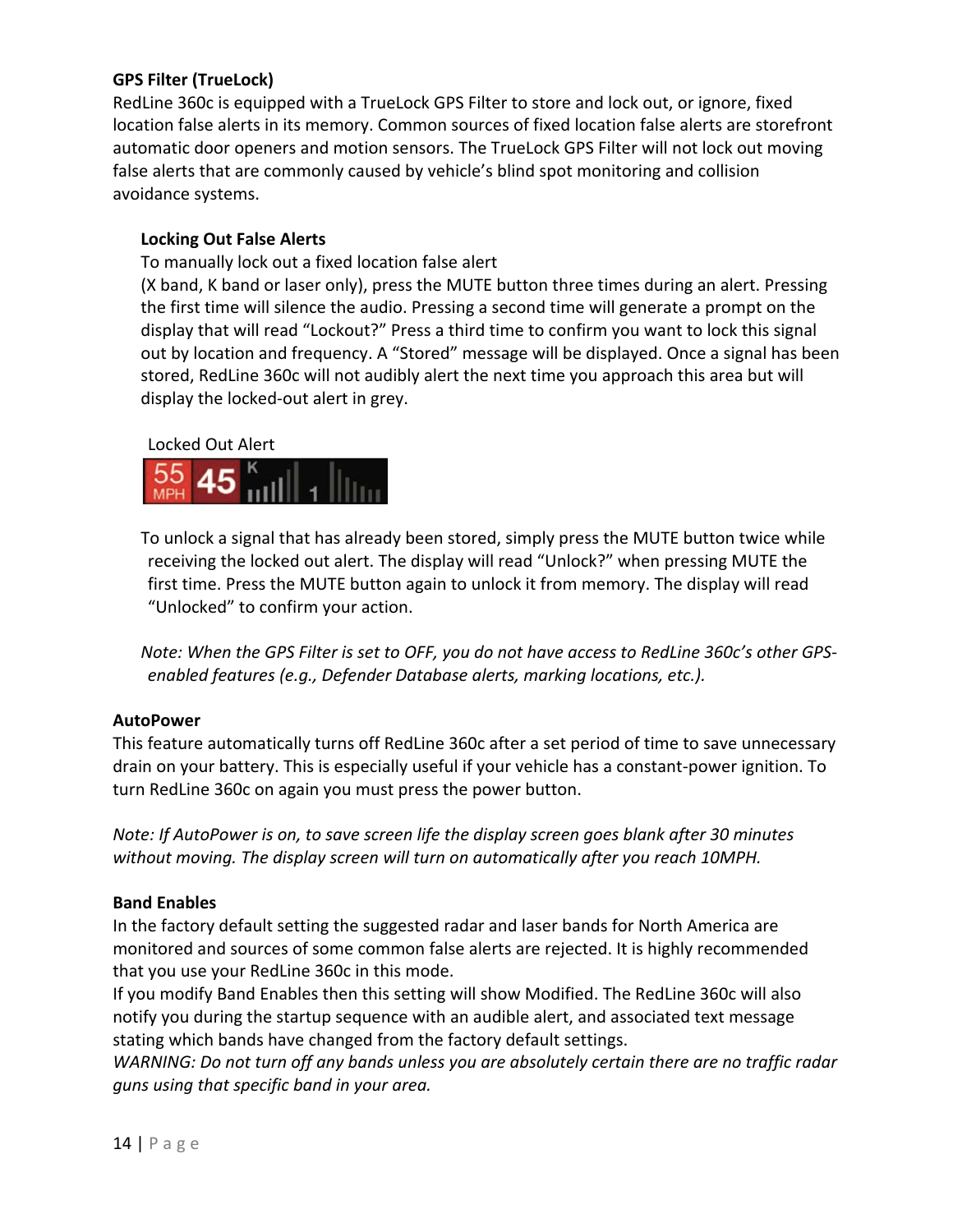### GPS Filter (TrueLock)

RedLine 360c is equipped with a TrueLock GPS Filter to store and lock out, or ignore, fixed location false alerts in its memory. Common sources of fixed location false alerts are storefront automatic door openers and motion sensors. The TrueLock GPS Filter will not lock out moving false alerts that are commonly caused by vehicle's blind spot monitoring and collision avoidance systems.

#### Locking Out False Alerts

To manually lock out a fixed location false alert (X band, K band or laser only), press the MUTE button three times during an alert. Pressing the first time will silence the audio. Pressing a second time will generate a prompt on the display that will read "Lockout?" Press a third time to confirm you want to lock this signal out by location and frequency. A "Stored" message will be displayed. Once a signal has been stored, RedLine 360c will not audibly alert the next time you approach this area but will display the locked-out alert in grey.

Locked Out Alert

To unlock a signal that has already been stored, simply press the MUTE button twice while receiving the locked out alert. The display will read "Unlock?" when pressing MUTE the first time. Press the MUTE button again to unlock it from memory. The display will read "Unlocked" to confirm your action.

*Note: When the GPS Filter is set to OFF, you do not have access to RedLine 360c's other GPS-enabled features (e.g., Defender Database alerts, marking locations, etc.).*

### AutoPower

This feature automatically turns off RedLine 360c after a set period of time to save unnecessary drain on your battery. This is especially useful if your vehicle has a constant-power ignition. To turn RedLine 360c on again you must press the power button.

*Note: If AutoPower is on, to save screen life the display screen goes blank after 30 minutes without moving. The display screen will turn on automatically after you reach 10MPH.*

### Band Enables

In the factory default setting the suggested radar and laser bands for North America are monitored and sources of some common false alerts are rejected. It is highly recommended that you use your RedLine 360c in this mode.

If you modify Band Enables then this setting will show Modified. The RedLine 360c will also notify you during the startup sequence with an audible alert, and associated text message stating which bands have changed from the factory default settings.

*WARNING: Do not turn off any bands unless you are absolutely certain there are no traffic radar guns using that specific band in your area.*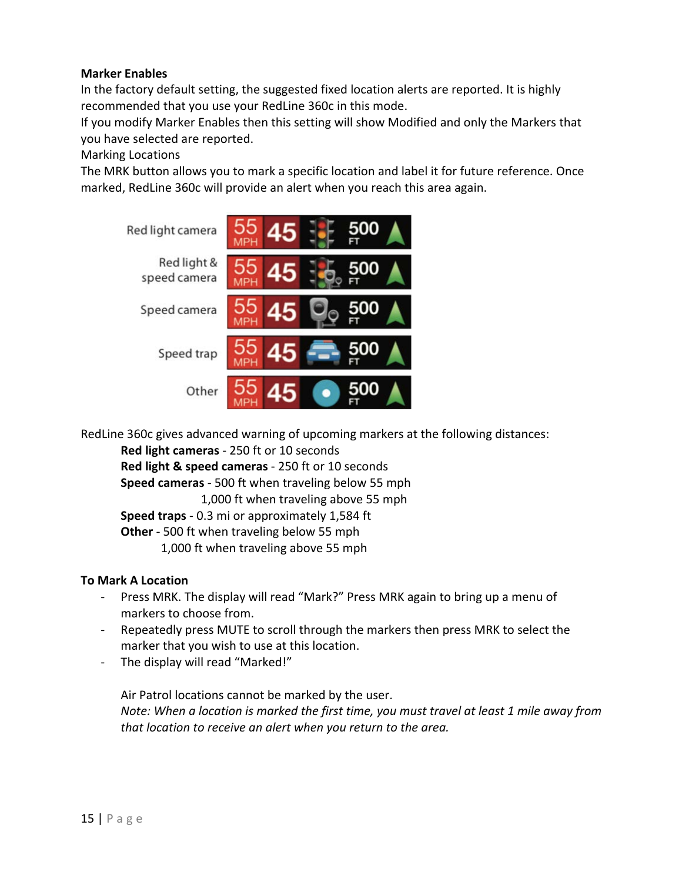**Marker Enables**

In the factory default setting, the suggested fixed location alerts are reported. It is highly recommended that you use your RedLine 360c in this mode.

If you modify Marker Enables then this setting will show Modified and only the Markers that you have selected are reported.

Marking Locations

The MRK button allows you to mark a specific location and label it for future reference. Once marked, RedLine 360c will provide an alert when you reach this area again.

Red light camera

Red light & speed camera

Speed camera

Speed trap

Other

RedLine 360c gives advanced warning of upcoming markers at the following distances:

**Red light cameras** - 250 ft or 10 seconds
**Red light & speed cameras** - 250 ft or 10 seconds
**Speed cameras** - 500 ft when traveling below 55 mph
1,000 ft when traveling above 55 mph
**Speed traps** - 0.3 mi or approximately 1,584 ft
**Other** - 500 ft when traveling below 55 mph
1,000 ft when traveling above 55 mph

**To Mark A Location**

- Press MRK. The display will read "Mark?" Press MRK again to bring up a menu of markers to choose from.
- Repeatedly press MUTE to scroll through the markers then press MRK to select the marker that you wish to use at this location.
- The display will read "Marked!"

Air Patrol locations cannot be marked by the user.

*Note: When a location is marked the first time, you must travel at least 1 mile away from that location to receive an alert when you return to the area.*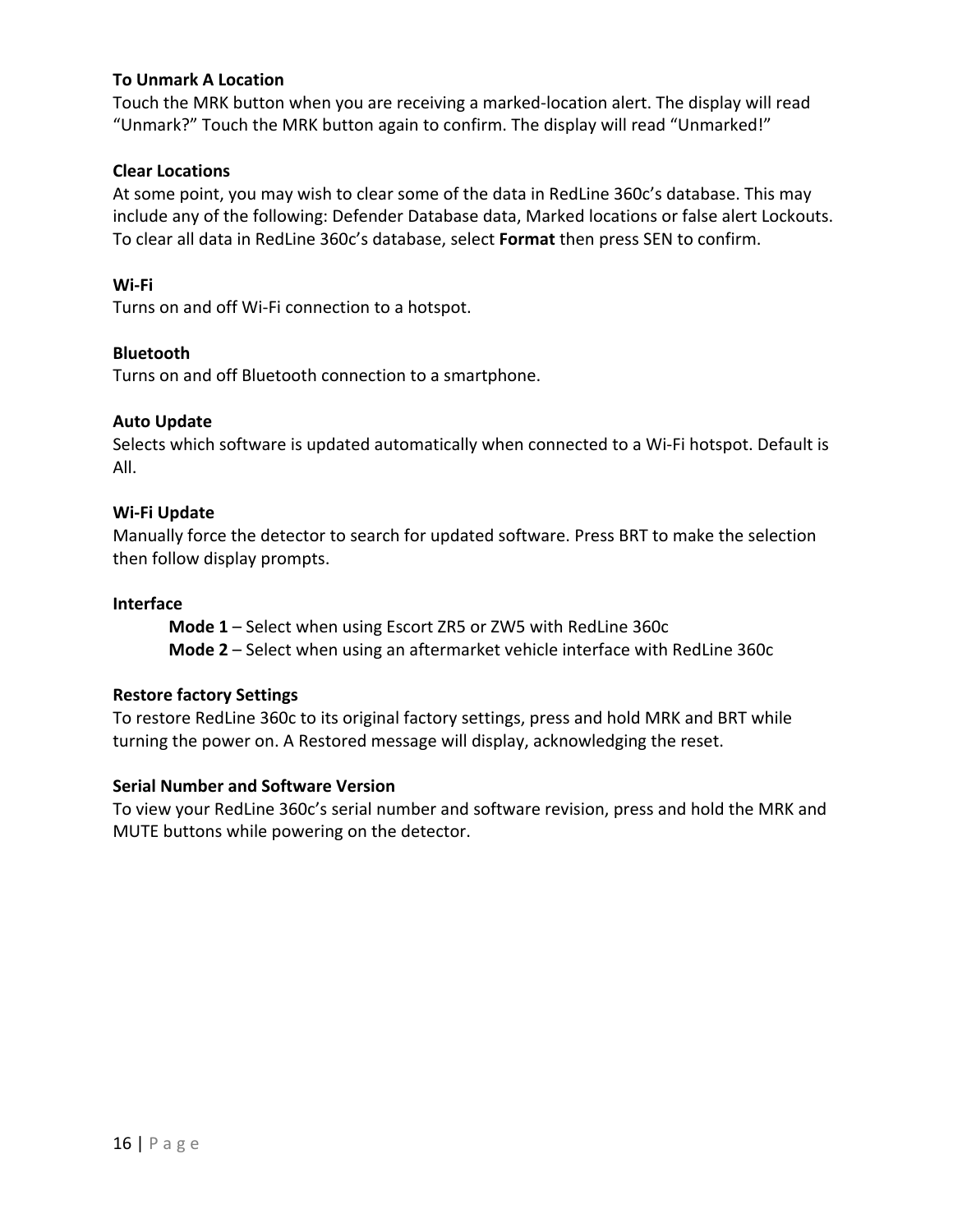**To Unmark A Location**

Touch the MRK button when you are receiving a marked-location alert. The display will read "Unmark?" Touch the MRK button again to confirm. The display will read "Unmarked!"

**Clear Locations**

At some point, you may wish to clear some of the data in RedLine 360c's database. This may include any of the following: Defender Database data, Marked locations or false alert Lockouts. To clear all data in RedLine 360c's database, select **Format** then press SEN to confirm.

**Wi-Fi**

Turns on and off Wi-Fi connection to a hotspot.

**Bluetooth**

Turns on and off Bluetooth connection to a smartphone.

**Auto Update**

Selects which software is updated automatically when connected to a Wi-Fi hotspot. Default is All.

**Wi-Fi Update**

Manually force the detector to search for updated software. Press BRT to make the selection then follow display prompts.

**Interface**

- **Mode 1** – Select when using Escort ZR5 or ZW5 with RedLine 360c
- **Mode 2** – Select when using an aftermarket vehicle interface with RedLine 360c

**Restore factory Settings**

To restore RedLine 360c to its original factory settings, press and hold MRK and BRT while turning the power on. A Restored message will display, acknowledging the reset.

**Serial Number and Software Version**

To view your RedLine 360c's serial number and software revision, press and hold the MRK and MUTE buttons while powering on the detector.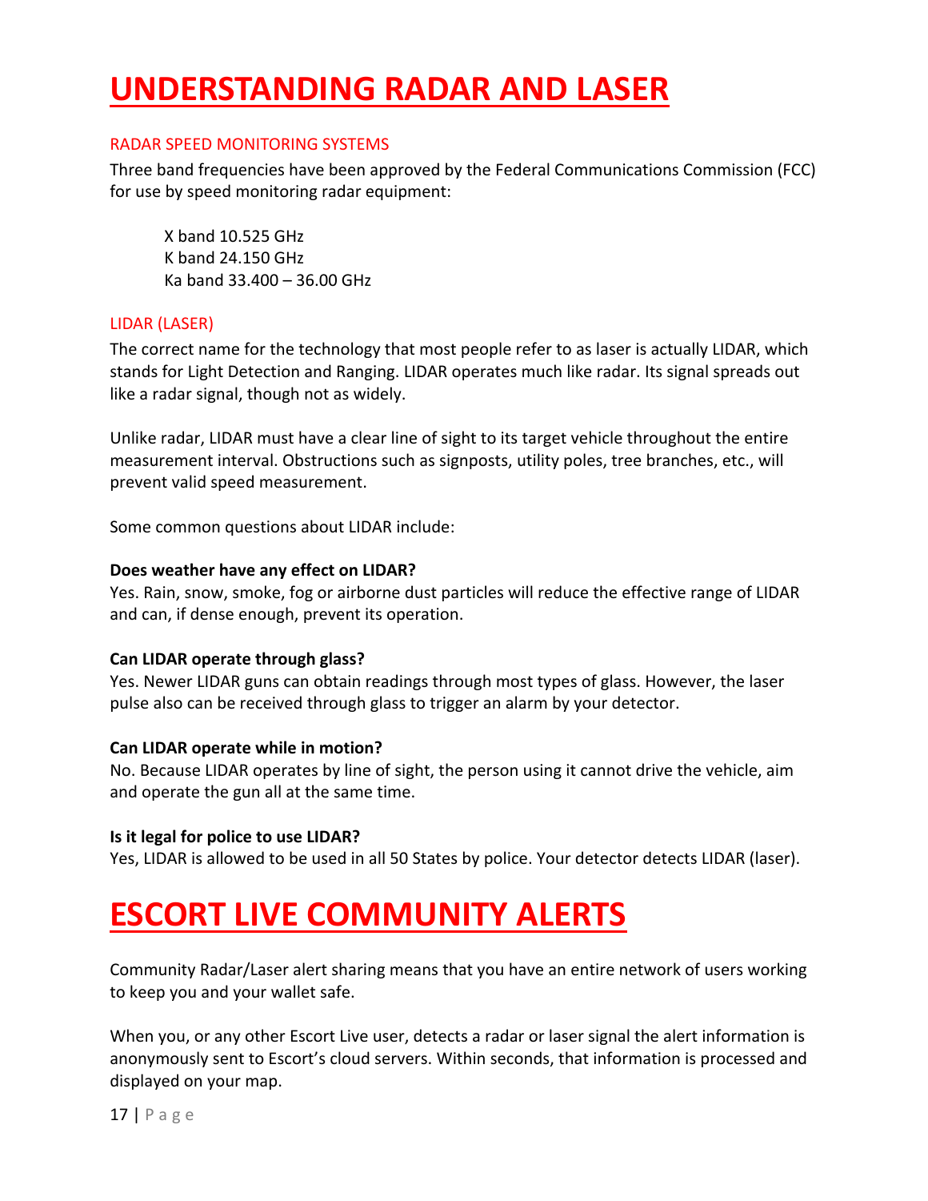# UNDERSTANDING RADAR AND LASER

## RADAR SPEED MONITORING SYSTEMS

Three band frequencies have been approved by the Federal Communications Commission (FCC) for use by speed monitoring radar equipment:

X band 10.525 GHz
K band 24.150 GHz
Ka band 33.400 – 36.00 GHz

## LIDAR (LASER)

The correct name for the technology that most people refer to as laser is actually LIDAR, which stands for Light Detection and Ranging. LIDAR operates much like radar. Its signal spreads out like a radar signal, though not as widely.

Unlike radar, LIDAR must have a clear line of sight to its target vehicle throughout the entire measurement interval. Obstructions such as signposts, utility poles, tree branches, etc., will prevent valid speed measurement.

Some common questions about LIDAR include:

**Does weather have any effect on LIDAR?**
Yes. Rain, snow, smoke, fog or airborne dust particles will reduce the effective range of LIDAR and can, if dense enough, prevent its operation.

**Can LIDAR operate through glass?**
Yes. Newer LIDAR guns can obtain readings through most types of glass. However, the laser pulse also can be received through glass to trigger an alarm by your detector.

**Can LIDAR operate while in motion?**
No. Because LIDAR operates by line of sight, the person using it cannot drive the vehicle, aim and operate the gun all at the same time.

**Is it legal for police to use LIDAR?**
Yes, LIDAR is allowed to be used in all 50 States by police. Your detector detects LIDAR (laser).

# ESCORT LIVE COMMUNITY ALERTS

Community Radar/Laser alert sharing means that you have an entire network of users working to keep you and your wallet safe.

When you, or any other Escort Live user, detects a radar or laser signal the alert information is anonymously sent to Escort's cloud servers. Within seconds, that information is processed and displayed on your map.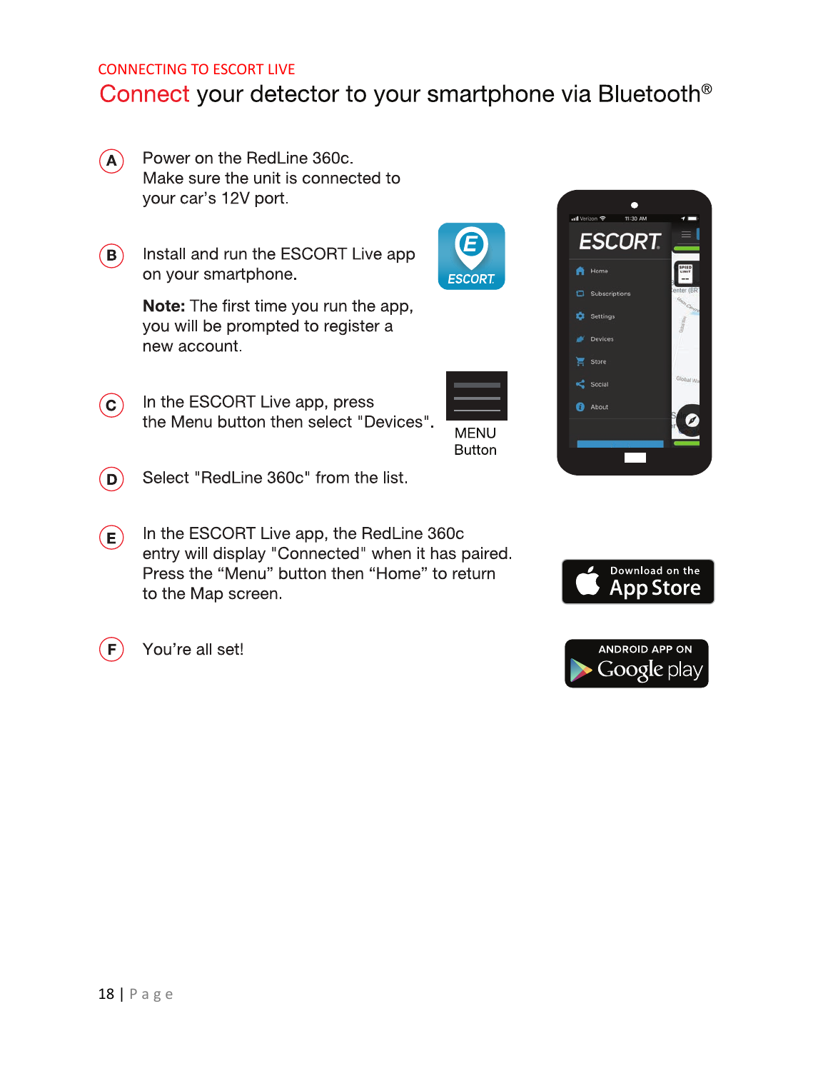CONNECTING TO ESCORT LIVE

# Connect your detector to your smartphone via Bluetooth®

**A** Power on the RedLine 360c. Make sure the unit is connected to your car's 12V port.

**B** Install and run the ESCORT Live app on your smartphone.

**Note:** The first time you run the app, you will be prompted to register a new account.

**C** In the ESCORT Live app, press the Menu button then select "Devices".

MENU Button

**D** Select "RedLine 360c" from the list.

**E** In the ESCORT Live app, the RedLine 360c entry will display "Connected" when it has paired. Press the "Menu" button then "Home" to return to the Map screen.

**F** You're all set!

Download on the App Store

ANDROID APP ON Google play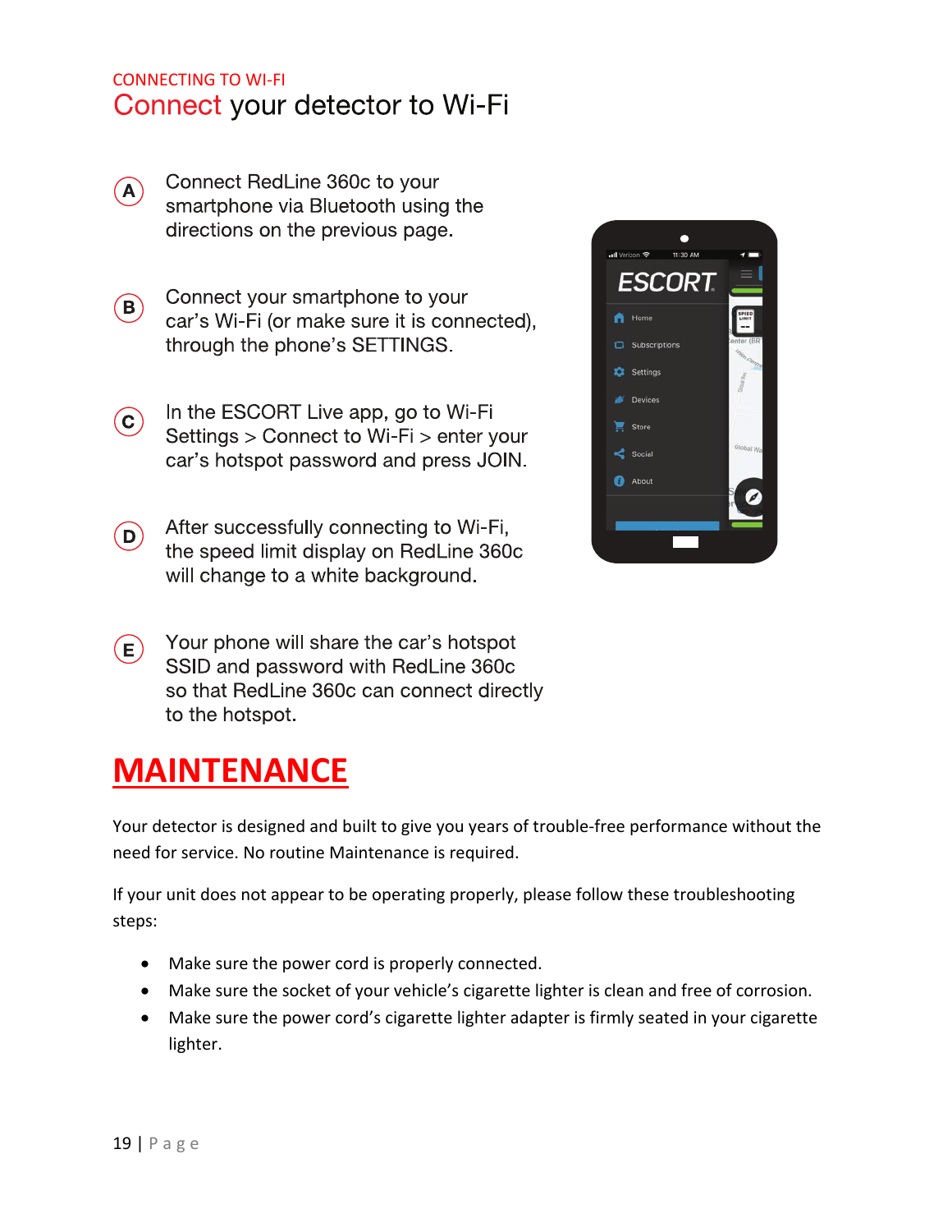CONNECTING TO WI-FI

# Connect your detector to Wi-Fi

**A** Connect RedLine 360c to your smartphone via Bluetooth using the directions on the previous page.

**B** Connect your smartphone to your car's Wi-Fi (or make sure it is connected), through the phone's SETTINGS.

**C** In the ESCORT Live app, go to Wi-Fi Settings > Connect to Wi-Fi > enter your car's hotspot password and press JOIN.

**D** After successfully connecting to Wi-Fi, the speed limit display on RedLine 360c will change to a white background.

**E** Your phone will share the car's hotspot SSID and password with RedLine 360c so that RedLine 360c can connect directly to the hotspot.

# MAINTENANCE

Your detector is designed and built to give you years of trouble-free performance without the need for service. No routine Maintenance is required.

If your unit does not appear to be operating properly, please follow these troubleshooting steps:

- Make sure the power cord is properly connected.
- Make sure the socket of your vehicle's cigarette lighter is clean and free of corrosion.
- Make sure the power cord's cigarette lighter adapter is firmly seated in your cigarette lighter.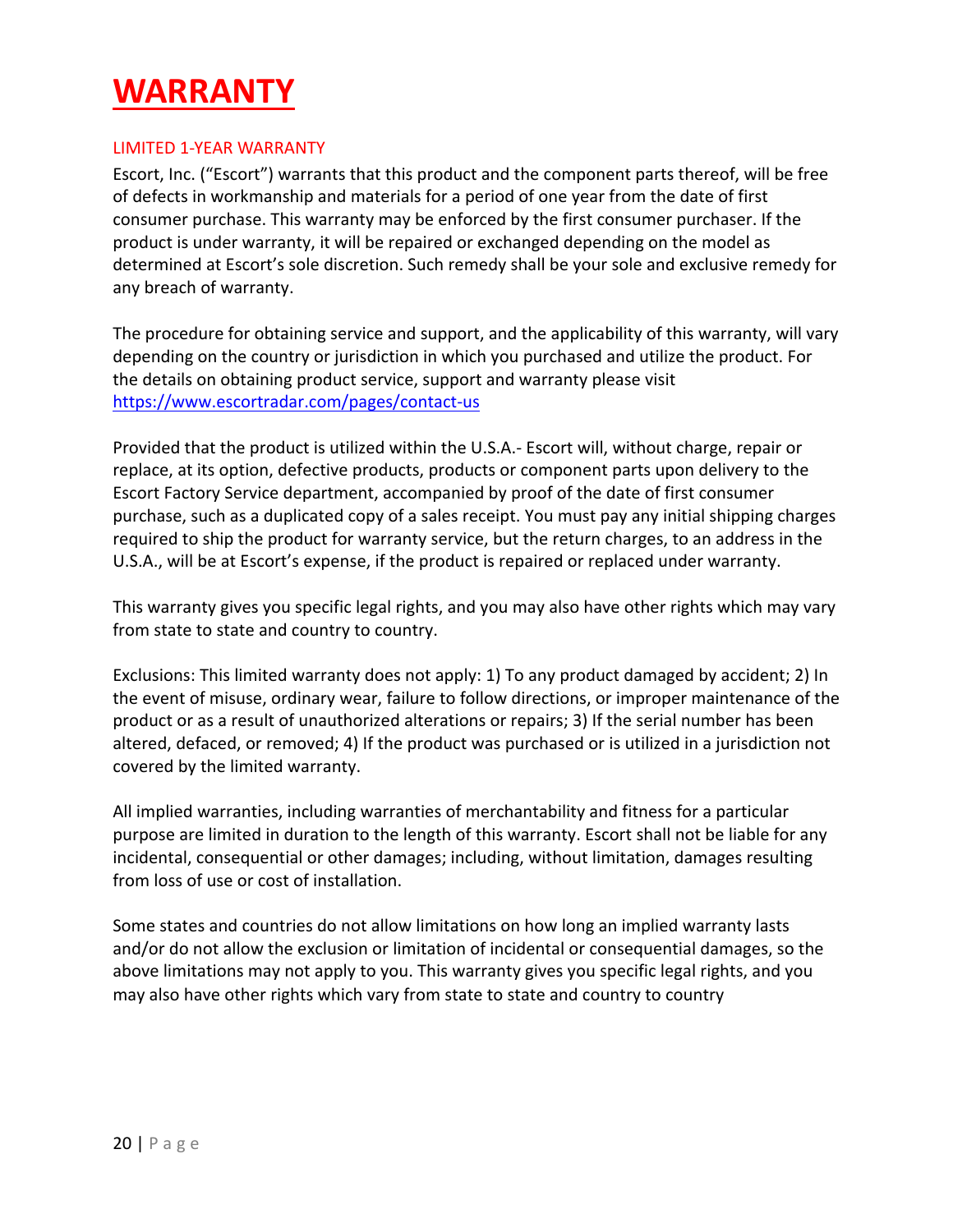# WARRANTY

## LIMITED 1-YEAR WARRANTY

Escort, Inc. ("Escort") warrants that this product and the component parts thereof, will be free of defects in workmanship and materials for a period of one year from the date of first consumer purchase. This warranty may be enforced by the first consumer purchaser. If the product is under warranty, it will be repaired or exchanged depending on the model as determined at Escort's sole discretion. Such remedy shall be your sole and exclusive remedy for any breach of warranty.

The procedure for obtaining service and support, and the applicability of this warranty, will vary depending on the country or jurisdiction in which you purchased and utilize the product. For the details on obtaining product service, support and warranty please visit https://www.escortradar.com/pages/contact-us

Provided that the product is utilized within the U.S.A.- Escort will, without charge, repair or replace, at its option, defective products, products or component parts upon delivery to the Escort Factory Service department, accompanied by proof of the date of first consumer purchase, such as a duplicated copy of a sales receipt. You must pay any initial shipping charges required to ship the product for warranty service, but the return charges, to an address in the U.S.A., will be at Escort's expense, if the product is repaired or replaced under warranty.

This warranty gives you specific legal rights, and you may also have other rights which may vary from state to state and country to country.

Exclusions: This limited warranty does not apply: 1) To any product damaged by accident; 2) In the event of misuse, ordinary wear, failure to follow directions, or improper maintenance of the product or as a result of unauthorized alterations or repairs; 3) If the serial number has been altered, defaced, or removed; 4) If the product was purchased or is utilized in a jurisdiction not covered by the limited warranty.

All implied warranties, including warranties of merchantability and fitness for a particular purpose are limited in duration to the length of this warranty. Escort shall not be liable for any incidental, consequential or other damages; including, without limitation, damages resulting from loss of use or cost of installation.

Some states and countries do not allow limitations on how long an implied warranty lasts and/or do not allow the exclusion or limitation of incidental or consequential damages, so the above limitations may not apply to you. This warranty gives you specific legal rights, and you may also have other rights which vary from state to state and country to country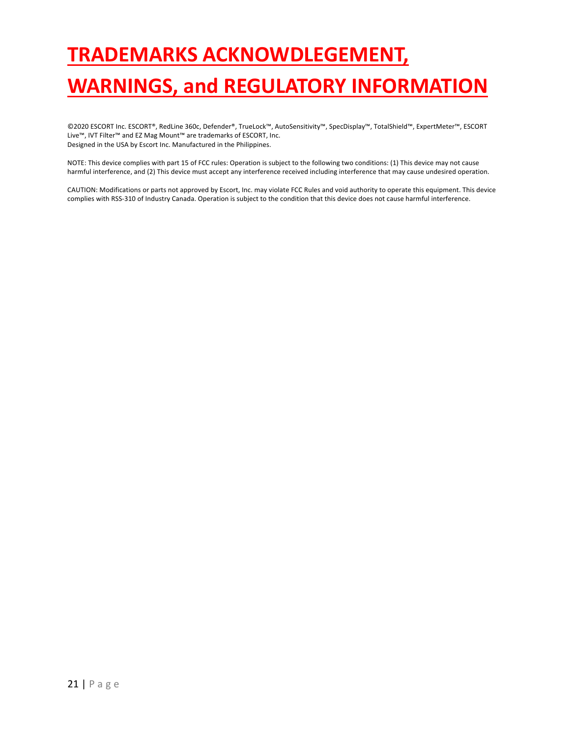# TRADEMARKS ACKNOWDLEGEMENT, WARNINGS, and REGULATORY INFORMATION

©2020 ESCORT Inc. ESCORT®, RedLine 360c, Defender®, TrueLock™, AutoSensitivity™, SpecDisplay™, TotalShield™, ExpertMeter™, ESCORT Live™, IVT Filter™ and EZ Mag Mount™ are trademarks of ESCORT, Inc.
Designed in the USA by Escort Inc. Manufactured in the Philippines.

NOTE: This device complies with part 15 of FCC rules: Operation is subject to the following two conditions: (1) This device may not cause harmful interference, and (2) This device must accept any interference received including interference that may cause undesired operation.

CAUTION: Modifications or parts not approved by Escort, Inc. may violate FCC Rules and void authority to operate this equipment. This device complies with RSS-310 of Industry Canada. Operation is subject to the condition that this device does not cause harmful interference.